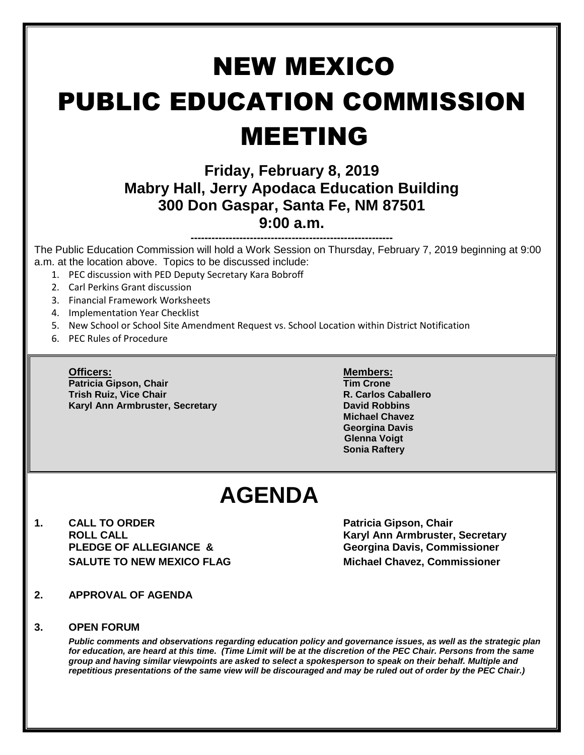# NEW MEXICO PUBLIC EDUCATION COMMISSION MEETING

**Friday, February 8, 2019**
**Mabry Hall, Jerry Apodaca Education Building**
**300 Don Gaspar, Santa Fe, NM 87501**
**9:00 a.m.**

---

The Public Education Commission will hold a Work Session on Thursday, February 7, 2019 beginning at 9:00 a.m. at the location above. Topics to be discussed include:

1. PEC discussion with PED Deputy Secretary Kara Bobroff
2. Carl Perkins Grant discussion
3. Financial Framework Worksheets
4. Implementation Year Checklist
5. New School or School Site Amendment Request vs. School Location within District Notification
6. PEC Rules of Procedure

**Officers:**
**Patricia Gipson, Chair**
**Trish Ruiz, Vice Chair**
**Karyl Ann Armbruster, Secretary**

**Members:**
**Tim Crone**
**R. Carlos Caballero**
**David Robbins**
**Michael Chavez**
**Georgina Davis**
**Glenna Voigt**
**Sonia Raftery**

# AGENDA

**1. CALL TO ORDER** — **Patricia Gipson, Chair**
**ROLL CALL** — **Karyl Ann Armbruster, Secretary**
**PLEDGE OF ALLEGIANCE &** — **Georgina Davis, Commissioner**
**SALUTE TO NEW MEXICO FLAG** — **Michael Chavez, Commissioner**

**2. APPROVAL OF AGENDA**

**3. OPEN FORUM**

***Public comments and observations regarding education policy and governance issues, as well as the strategic plan for education, are heard at this time. (Time Limit will be at the discretion of the PEC Chair. Persons from the same group and having similar viewpoints are asked to select a spokesperson to speak on their behalf. Multiple and repetitious presentations of the same view will be discouraged and may be ruled out of order by the PEC Chair.)***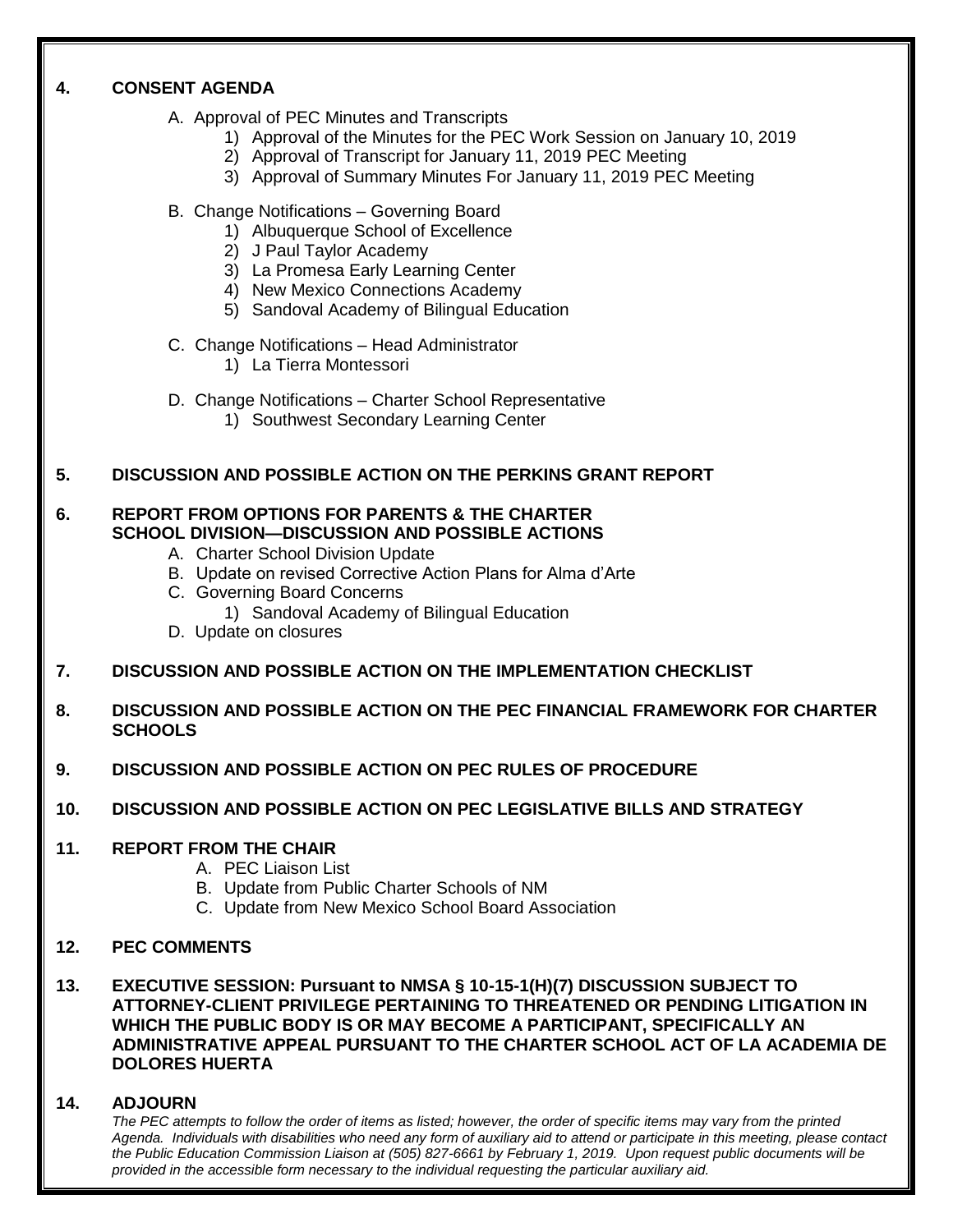**4. CONSENT AGENDA**

A. Approval of PEC Minutes and Transcripts
   1) Approval of the Minutes for the PEC Work Session on January 10, 2019
   2) Approval of Transcript for January 11, 2019 PEC Meeting
   3) Approval of Summary Minutes For January 11, 2019 PEC Meeting

B. Change Notifications – Governing Board
   1) Albuquerque School of Excellence
   2) J Paul Taylor Academy
   3) La Promesa Early Learning Center
   4) New Mexico Connections Academy
   5) Sandoval Academy of Bilingual Education

C. Change Notifications – Head Administrator
   1) La Tierra Montessori

D. Change Notifications – Charter School Representative
   1) Southwest Secondary Learning Center

**5. DISCUSSION AND POSSIBLE ACTION ON THE PERKINS GRANT REPORT**

**6. REPORT FROM OPTIONS FOR PARENTS & THE CHARTER SCHOOL DIVISION—DISCUSSION AND POSSIBLE ACTIONS**

A. Charter School Division Update
B. Update on revised Corrective Action Plans for Alma d'Arte
C. Governing Board Concerns
   1) Sandoval Academy of Bilingual Education
D. Update on closures

**7. DISCUSSION AND POSSIBLE ACTION ON THE IMPLEMENTATION CHECKLIST**

**8. DISCUSSION AND POSSIBLE ACTION ON THE PEC FINANCIAL FRAMEWORK FOR CHARTER SCHOOLS**

**9. DISCUSSION AND POSSIBLE ACTION ON PEC RULES OF PROCEDURE**

**10. DISCUSSION AND POSSIBLE ACTION ON PEC LEGISLATIVE BILLS AND STRATEGY**

**11. REPORT FROM THE CHAIR**

A. PEC Liaison List
B. Update from Public Charter Schools of NM
C. Update from New Mexico School Board Association

**12. PEC COMMENTS**

**13. EXECUTIVE SESSION: Pursuant to NMSA § 10-15-1(H)(7) DISCUSSION SUBJECT TO ATTORNEY-CLIENT PRIVILEGE PERTAINING TO THREATENED OR PENDING LITIGATION IN WHICH THE PUBLIC BODY IS OR MAY BECOME A PARTICIPANT, SPECIFICALLY AN ADMINISTRATIVE APPEAL PURSUANT TO THE CHARTER SCHOOL ACT OF LA ACADEMIA DE DOLORES HUERTA**

**14. ADJOURN**

*The PEC attempts to follow the order of items as listed; however, the order of specific items may vary from the printed Agenda. Individuals with disabilities who need any form of auxiliary aid to attend or participate in this meeting, please contact the Public Education Commission Liaison at (505) 827-6661 by February 1, 2019. Upon request public documents will be provided in the accessible form necessary to the individual requesting the particular auxiliary aid.*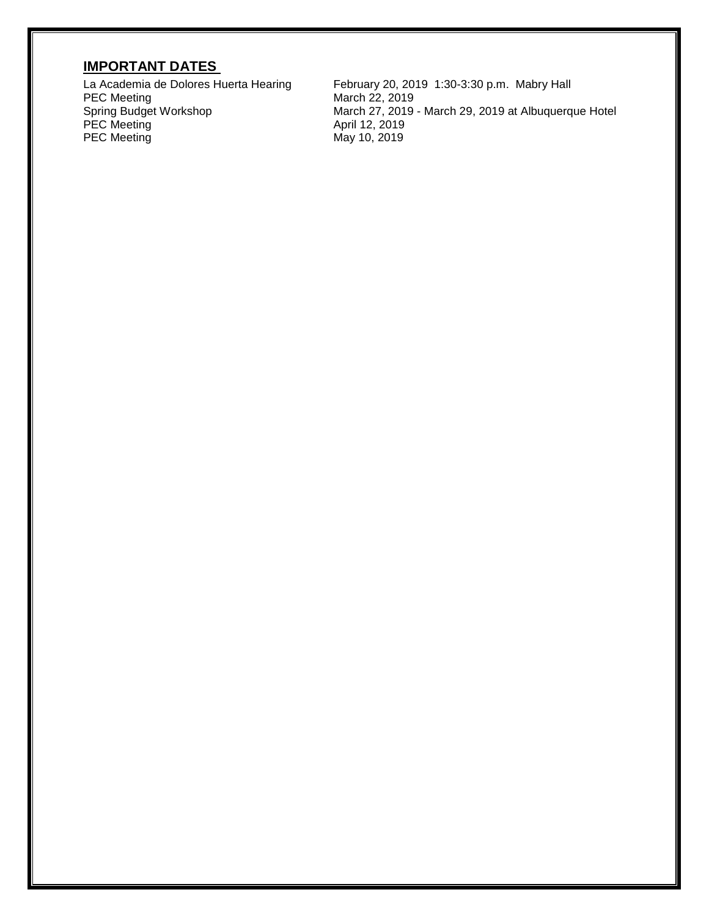## IMPORTANT DATES

| | |
|---|---|
| La Academia de Dolores Huerta Hearing | February 20, 2019 1:30-3:30 p.m. Mabry Hall |
| PEC Meeting | March 22, 2019 |
| Spring Budget Workshop | March 27, 2019 - March 29, 2019 at Albuquerque Hotel |
| PEC Meeting | April 12, 2019 |
| PEC Meeting | May 10, 2019 |